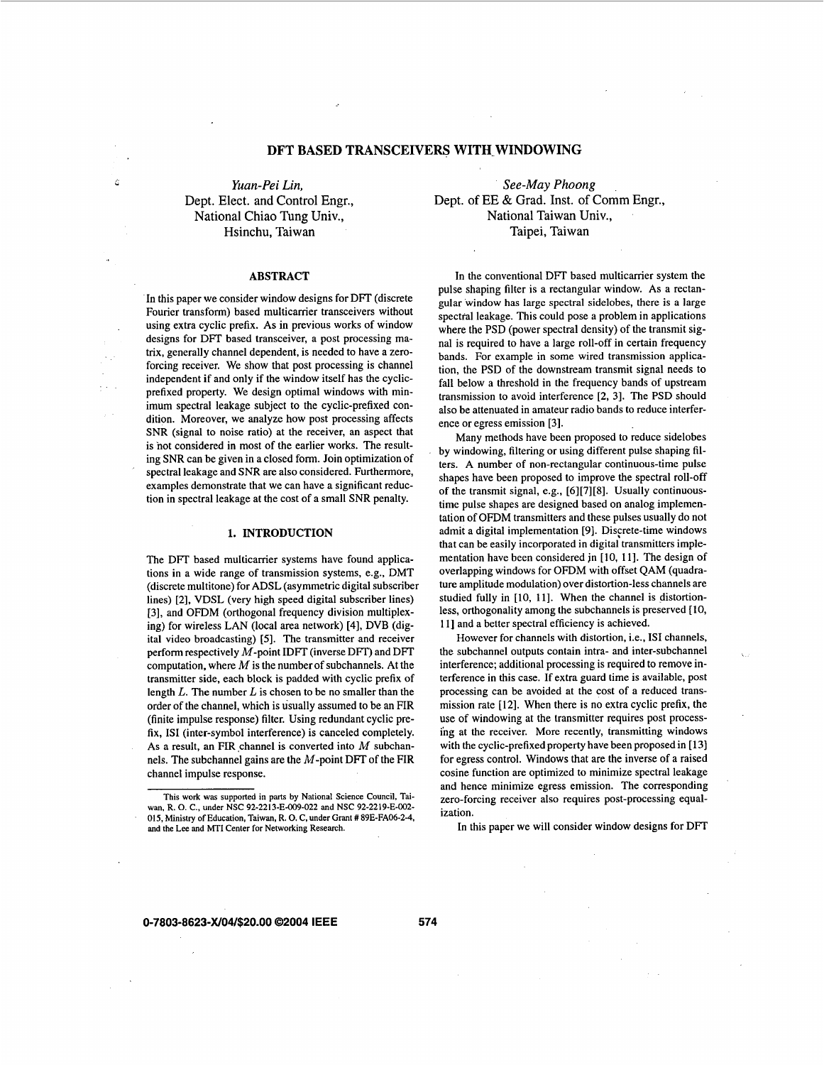# DFT BASED TRANSCEIVERS WITH WINDOWING

*Yuan-Pei Lin,*
Dept. Elect. and Control Engr.,
National Chiao Tung Univ.,
Hsinchu, Taiwan

*See-May Phoong*
Dept. of EE & Grad. Inst. of Comm Engr.,
National Taiwan Univ.,
Taipei, Taiwan

## ABSTRACT

In this paper we consider window designs for DFT (discrete Fourier transform) based multicarrier transceivers without using extra cyclic prefix. As in previous works of window designs for DFT based transceiver, a post processing matrix, generally channel dependent, is needed to have a zero-forcing receiver. We show that post processing is channel independent if and only if the window itself has the cyclic-prefixed property. We design optimal windows with minimum spectral leakage subject to the cyclic-prefixed condition. Moreover, we analyze how post processing affects SNR (signal to noise ratio) at the receiver, an aspect that is not considered in most of the earlier works. The resulting SNR can be given in a closed form. Join optimization of spectral leakage and SNR are also considered. Furthermore, examples demonstrate that we can have a significant reduction in spectral leakage at the cost of a small SNR penalty.

## 1. INTRODUCTION

The DFT based multicarrier systems have found applications in a wide range of transmission systems, e.g., DMT (discrete multitone) for ADSL (asymmetric digital subscriber lines) [2], VDSL (very high speed digital subscriber lines) [3], and OFDM (orthogonal frequency division multiplexing) for wireless LAN (local area network) [4], DVB (digital video broadcasting) [5]. The transmitter and receiver perform respectively $M$-point IDFT (inverse DFT) and DFT computation, where $M$ is the number of subchannels. At the transmitter side, each block is padded with cyclic prefix of length $L$. The number $L$ is chosen to be no smaller than the order of the channel, which is usually assumed to be an FIR (finite impulse response) filter. Using redundant cyclic prefix, ISI (inter-symbol interference) is canceled completely. As a result, an FIR channel is converted into $M$ subchannels. The subchannel gains are the $M$-point DFT of the FIR channel impulse response.

In the conventional DFT based multicarrier system the pulse shaping filter is a rectangular window. As a rectangular window has large spectral sidelobes, there is a large spectral leakage. This could pose a problem in applications where the PSD (power spectral density) of the transmit signal is required to have a large roll-off in certain frequency bands. For example in some wired transmission application, the PSD of the downstream transmit signal needs to fall below a threshold in the frequency bands of upstream transmission to avoid interference [2, 3]. The PSD should also be attenuated in amateur radio bands to reduce interference or egress emission [3].

Many methods have been proposed to reduce sidelobes by windowing, filtering or using different pulse shaping filters. A number of non-rectangular continuous-time pulse shapes have been proposed to improve the spectral roll-off of the transmit signal, e.g., [6][7][8]. Usually continuous-time pulse shapes are designed based on analog implementation of OFDM transmitters and these pulses usually do not admit a digital implementation [9]. Discrete-time windows that can be easily incorporated in digital transmitters implementation have been considered in [10, 11]. The design of overlapping windows for OFDM with offset QAM (quadrature amplitude modulation) over distortion-less channels are studied fully in [10, 11]. When the channel is distortionless, orthogonality among the subchannels is preserved [10, 11] and a better spectral efficiency is achieved.

However for channels with distortion, i.e., ISI channels, the subchannel outputs contain intra- and inter-subchannel interference; additional processing is required to remove interference in this case. If extra guard time is available, post processing can be avoided at the cost of a reduced transmission rate [12]. When there is no extra cyclic prefix, the use of windowing at the transmitter requires post processing at the receiver. More recently, transmitting windows with the cyclic-prefixed property have been proposed in [13] for egress control. Windows that are the inverse of a raised cosine function are optimized to minimize spectral leakage and hence minimize egress emission. The corresponding zero-forcing receiver also requires post-processing equalization.

In this paper we will consider window designs for DFT

---

This work was supported in parts by National Science Council, Taiwan, R. O. C., under NSC 92-2213-E-009-022 and NSC 92-2219-E-002-015, Ministry of Education, Taiwan, R. O. C, under Grant # 89E-FA06-2-4, and the Lee and MTI Center for Networking Research.

0-7803-8623-X/04/$20.00 ©2004 IEEE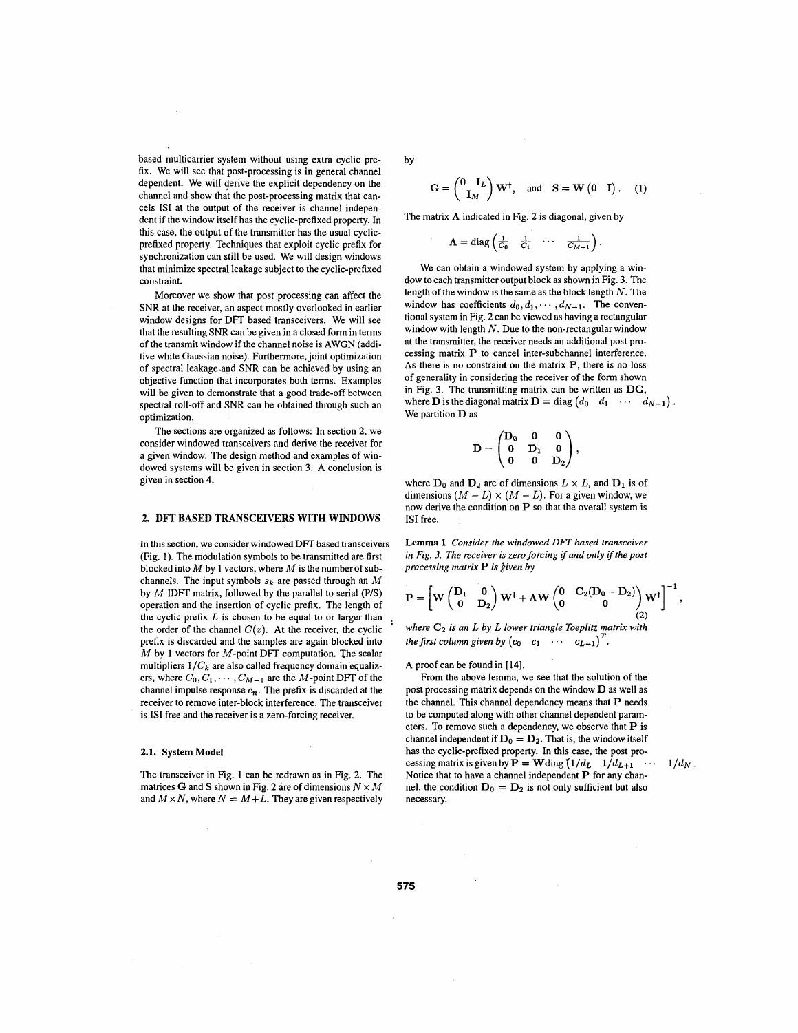based multicarrier system without using extra cyclic prefix. We will see that post-processing is in general channel dependent. We will derive the explicit dependency on the channel and show that the post-processing matrix that cancels ISI at the output of the receiver is channel independent if the window itself has the cyclic-prefixed property. In this case, the output of the transmitter has the usual cyclic-prefixed property. Techniques that exploit cyclic prefix for synchronization can still be used. We will design windows that minimize spectral leakage subject to the cyclic-prefixed constraint.

Moreover we show that post processing can affect the SNR at the receiver, an aspect mostly overlooked in earlier window designs for DFT based transceivers. We will see that the resulting SNR can be given in a closed form in terms of the transmit window if the channel noise is AWGN (additive white Gaussian noise). Furthermore, joint optimization of spectral leakage and SNR can be achieved by using an objective function that incorporates both terms. Examples will be given to demonstrate that a good trade-off between spectral roll-off and SNR can be obtained through such an optimization.

The sections are organized as follows: In section 2, we consider windowed transceivers and derive the receiver for a given window. The design method and examples of windowed systems will be given in section 3. A conclusion is given in section 4.

## 2. DFT BASED TRANSCEIVERS WITH WINDOWS

In this section, we consider windowed DFT based transceivers (Fig. 1). The modulation symbols to be transmitted are first blocked into $M$ by 1 vectors, where $M$ is the number of subchannels. The input symbols $s_k$ are passed through an $M$ by $M$ IDFT matrix, followed by the parallel to serial (P/S) operation and the insertion of cyclic prefix. The length of the cyclic prefix $L$ is chosen to be equal to or larger than the order of the channel $C(z)$. At the receiver, the cyclic prefix is discarded and the samples are again blocked into $M$ by 1 vectors for $M$-point DFT computation. The scalar multipliers $1/C_k$ are also called frequency domain equalizers, where $C_0, C_1, \cdots, C_{M-1}$ are the $M$-point DFT of the channel impulse response $c_n$. The prefix is discarded at the receiver to remove inter-block interference. The transceiver is ISI free and the receiver is a zero-forcing receiver.

### 2.1. System Model

The transceiver in Fig. 1 can be redrawn as in Fig. 2. The matrices $\mathbf{G}$ and $\mathbf{S}$ shown in Fig. 2 are of dimensions $N \times M$ and $M \times N$, where $N = M + L$. They are given respectively by

$$\mathbf{G} = \begin{pmatrix} \mathbf{0} & \mathbf{I}_L \\ \mathbf{I}_M & \end{pmatrix} \mathbf{W}^{\dagger}, \quad \text{and} \quad \mathbf{S} = \mathbf{W}\begin{pmatrix} \mathbf{0} & \mathbf{I} \end{pmatrix}. \quad (1)$$

The matrix $\mathbf{\Lambda}$ indicated in Fig. 2 is diagonal, given by

$$\mathbf{\Lambda} = \operatorname{diag}\begin{pmatrix} \frac{1}{C_0} & \frac{1}{C_1} & \cdots & \frac{1}{C_{M-1}} \end{pmatrix}.$$

We can obtain a windowed system by applying a window to each transmitter output block as shown in Fig. 3. The length of the window is the same as the block length $N$. The window has coefficients $d_0, d_1, \cdots, d_{N-1}$. The conventional system in Fig. 2 can be viewed as having a rectangular window with length $N$. Due to the non-rectangular window at the transmitter, the receiver needs an additional post processing matrix $\mathbf{P}$ to cancel inter-subchannel interference. As there is no constraint on the matrix $\mathbf{P}$, there is no loss of generality in considering the receiver of the form shown in Fig. 3. The transmitting matrix can be written as $\mathbf{DG}$, where $\mathbf{D}$ is the diagonal matrix $\mathbf{D} = \operatorname{diag}\begin{pmatrix} d_0 & d_1 & \cdots & d_{N-1} \end{pmatrix}$. We partition $\mathbf{D}$ as

$$\mathbf{D} = \begin{pmatrix} \mathbf{D}_0 & \mathbf{0} & \mathbf{0} \\ \mathbf{0} & \mathbf{D}_1 & \mathbf{0} \\ \mathbf{0} & \mathbf{0} & \mathbf{D}_2 \end{pmatrix},$$

where $\mathbf{D}_0$ and $\mathbf{D}_2$ are of dimensions $L \times L$, and $\mathbf{D}_1$ is of dimensions $(M-L) \times (M-L)$. For a given window, we now derive the condition on $\mathbf{P}$ so that the overall system is ISI free.

**Lemma 1** *Consider the windowed DFT based transceiver in Fig. 3. The receiver is zero forcing if and only if the post processing matrix* $\mathbf{P}$ *is given by*

$$\mathbf{P} = \left[ \mathbf{W}\begin{pmatrix} \mathbf{D}_1 & \mathbf{0} \\ \mathbf{0} & \mathbf{D}_2 \end{pmatrix}\mathbf{W}^{\dagger} + \mathbf{\Lambda W}\begin{pmatrix} \mathbf{0} & \mathbf{C}_2(\mathbf{D}_0 - \mathbf{D}_2) \\ \mathbf{0} & \mathbf{0} \end{pmatrix}\mathbf{W}^{\dagger} \right]^{-1}, \quad (2)$$

*where* $\mathbf{C}_2$ *is an* $L$ *by* $L$ *lower triangle Toeplitz matrix with the first column given by* $\begin{pmatrix} c_0 & c_1 & \cdots & c_{L-1} \end{pmatrix}^T$.

A proof can be found in [14].

From the above lemma, we see that the solution of the post processing matrix depends on the window $\mathbf{D}$ as well as the channel. This channel dependency means that $\mathbf{P}$ needs to be computed along with other channel dependent parameters. To remove such a dependency, we observe that $\mathbf{P}$ is channel independent if $\mathbf{D}_0 = \mathbf{D}_2$. That is, the window itself has the cyclic-prefixed property. In this case, the post processing matrix is given by $\mathbf{P} = \mathbf{W}\operatorname{diag}\big(1/d_L \quad 1/d_{L+1} \quad \cdots \quad 1/d_{N-}$ Notice that to have a channel independent $\mathbf{P}$ for any channel, the condition $\mathbf{D}_0 = \mathbf{D}_2$ is not only sufficient but also necessary.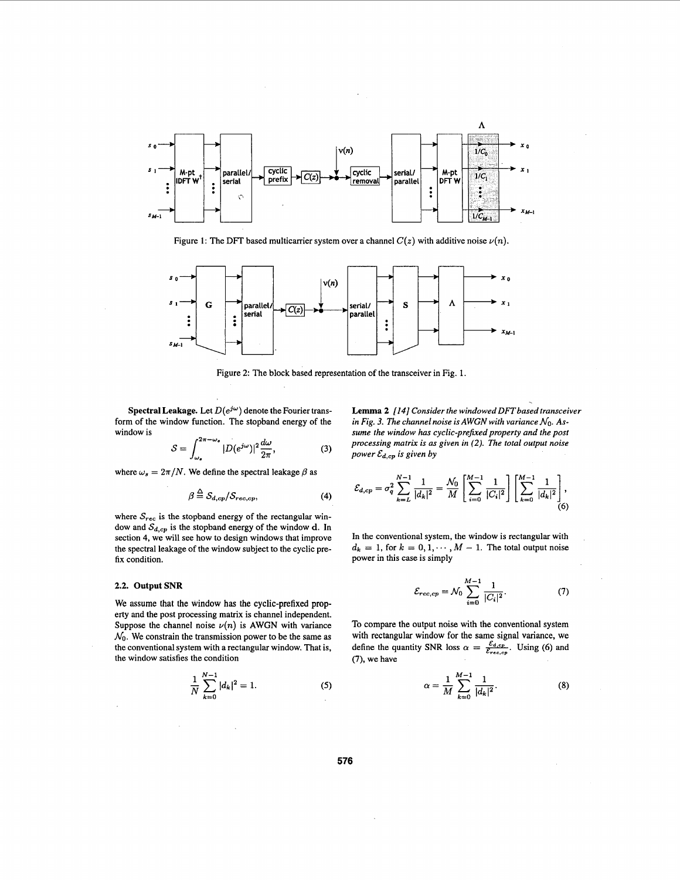Figure 1: The DFT based multicarrier system over a channel $C(z)$ with additive noise $\nu(n)$.

Figure 2: The block based representation of the transceiver in Fig. 1.

**Spectral Leakage.** Let $D(e^{j\omega})$ denote the Fourier transform of the window function. The stopband energy of the window is

$$\mathcal{S} = \int_{\omega_s}^{2\pi-\omega_s} |D(e^{j\omega})|^2 \frac{d\omega}{2\pi}, \tag{3}$$

where $\omega_s = 2\pi/N$. We define the spectral leakage $\beta$ as

$$\beta \triangleq \mathcal{S}_{d,cp}/\mathcal{S}_{rec,cp}, \tag{4}$$

where $\mathcal{S}_{rec}$ is the stopband energy of the rectangular window and $\mathcal{S}_{d,cp}$ is the stopband energy of the window $\mathbf{d}$. In section 4, we will see how to design windows that improve the spectral leakage of the window subject to the cyclic prefix condition.

### 2.2. Output SNR

We assume that the window has the cyclic-prefixed property and the post processing matrix is channel independent. Suppose the channel noise $\nu(n)$ is AWGN with variance $\mathcal{N}_0$. We constrain the transmission power to be the same as the conventional system with a rectangular window. That is, the window satisfies the condition

$$\frac{1}{N}\sum_{k=0}^{N-1} |d_k|^2 = 1. \tag{5}$$

**Lemma 2** *[14] Consider the windowed DFT based transceiver in Fig. 3. The channel noise is AWGN with variance $\mathcal{N}_0$. Assume the window has cyclic-prefixed property and the post processing matrix is as given in (2). The total output noise power $\mathcal{E}_{d,cp}$ is given by*

$$\mathcal{E}_{d,cp} = \sigma_q^2 \sum_{k=L}^{N-1} \frac{1}{|d_k|^2} = \frac{\mathcal{N}_0}{M}\left[\sum_{i=0}^{M-1} \frac{1}{|C_i|^2}\right]\left[\sum_{k=0}^{M-1} \frac{1}{|d_k|^2}\right], \tag{6}$$

In the conventional system, the window is rectangular with $d_k = 1$, for $k = 0, 1, \cdots, M-1$. The total output noise power in this case is simply

$$\mathcal{E}_{rec,cp} = \mathcal{N}_0 \sum_{i=0}^{M-1} \frac{1}{|C_i|^2}. \tag{7}$$

To compare the output noise with the conventional system with rectangular window for the same signal variance, we define the quantity SNR loss $\alpha = \frac{\mathcal{E}_{d,cp}}{\mathcal{E}_{rec,cp}}$. Using (6) and (7), we have

$$\alpha = \frac{1}{M}\sum_{k=0}^{M-1} \frac{1}{|d_k|^2}. \tag{8}$$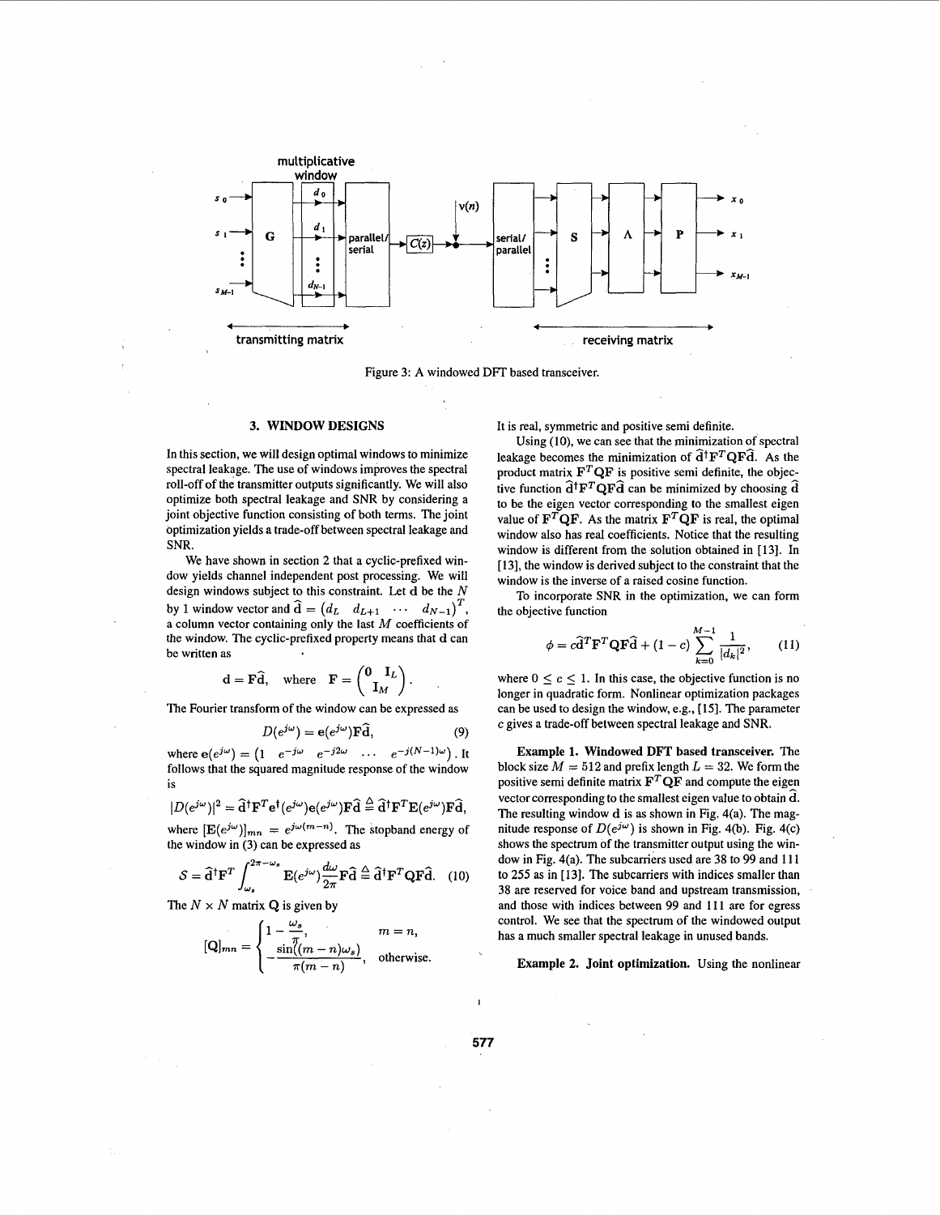Figure 3: A windowed DFT based transceiver.

### 3. WINDOW DESIGNS

In this section, we will design optimal windows to minimize spectral leakage. The use of windows improves the spectral roll-off of the transmitter outputs significantly. We will also optimize both spectral leakage and SNR by considering a joint objective function consisting of both terms. The joint optimization yields a trade-off between spectral leakage and SNR.

We have shown in section 2 that a cyclic-prefixed window yields channel independent post processing. We will design windows subject to this constraint. Let $\mathbf{d}$ be the $N$ by 1 window vector and $\widehat{\mathbf{d}} = \begin{pmatrix} d_L & d_{L+1} & \cdots & d_{N-1} \end{pmatrix}^T$, a column vector containing only the last $M$ coefficients of the window. The cyclic-prefixed property means that $\mathbf{d}$ can be written as

$$\mathbf{d} = \mathbf{F}\widehat{\mathbf{d}}, \quad \text{where} \quad \mathbf{F} = \begin{pmatrix} \mathbf{0} & \mathbf{I}_L \\ & \mathbf{I}_M \end{pmatrix}.$$

The Fourier transform of the window can be expressed as

$$D(e^{j\omega}) = \mathbf{e}(e^{j\omega})\mathbf{F}\widehat{\mathbf{d}}, \tag{9}$$

where $\mathbf{e}(e^{j\omega}) = \begin{pmatrix} 1 & e^{-j\omega} & e^{-j2\omega} & \cdots & e^{-j(N-1)\omega} \end{pmatrix}$. It follows that the squared magnitude response of the window is

$$|D(e^{j\omega})|^2 = \widehat{\mathbf{d}}^\dagger \mathbf{F}^T \mathbf{e}^\dagger(e^{j\omega})\mathbf{e}(e^{j\omega})\mathbf{F}\widehat{\mathbf{d}} \triangleq \widehat{\mathbf{d}}^\dagger \mathbf{F}^T \mathbf{E}(e^{j\omega})\mathbf{F}\widehat{\mathbf{d}},$$

where $[\mathbf{E}(e^{j\omega})]_{mn} = e^{j\omega(m-n)}$. The stopband energy of the window in (3) can be expressed as

$$\mathcal{S} = \widehat{\mathbf{d}}^\dagger \mathbf{F}^T \int_{\omega_s}^{2\pi-\omega_s} \mathbf{E}(e^{j\omega})\frac{d\omega}{2\pi}\mathbf{F}\widehat{\mathbf{d}} \triangleq \widehat{\mathbf{d}}^\dagger \mathbf{F}^T \mathbf{Q}\mathbf{F}\widehat{\mathbf{d}}. \tag{10}$$

The $N \times N$ matrix $\mathbf{Q}$ is given by

$$[\mathbf{Q}]_{mn} = \begin{cases} 1 - \frac{\omega_s}{\pi}, & m = n, \\ -\frac{\sin((m-n)\omega_s)}{\pi(m-n)}, & \text{otherwise.} \end{cases}$$

It is real, symmetric and positive semi definite.

Using (10), we can see that the minimization of spectral leakage becomes the minimization of $\widehat{\mathbf{d}}^\dagger \mathbf{F}^T \mathbf{Q}\mathbf{F}\widehat{\mathbf{d}}$. As the product matrix $\mathbf{F}^T\mathbf{Q}\mathbf{F}$ is positive semi definite, the objective function $\widehat{\mathbf{d}}^\dagger \mathbf{F}^T \mathbf{Q}\mathbf{F}\widehat{\mathbf{d}}$ can be minimized by choosing $\widehat{\mathbf{d}}$ to be the eigen vector corresponding to the smallest eigen value of $\mathbf{F}^T\mathbf{Q}\mathbf{F}$. As the matrix $\mathbf{F}^T\mathbf{Q}\mathbf{F}$ is real, the optimal window also has real coefficients. Notice that the resulting window is different from the solution obtained in [13]. In [13], the window is derived subject to the constraint that the window is the inverse of a raised cosine function.

To incorporate SNR in the optimization, we can form the objective function

$$\phi = c\widehat{\mathbf{d}}^T \mathbf{F}^T \mathbf{Q}\mathbf{F}\widehat{\mathbf{d}} + (1-c)\sum_{k=0}^{M-1} \frac{1}{|d_k|^2}, \tag{11}$$

where $0 \le c \le 1$. In this case, the objective function is no longer in quadratic form. Nonlinear optimization packages can be used to design the window, e.g., [15]. The parameter $c$ gives a trade-off between spectral leakage and SNR.

**Example 1. Windowed DFT based transceiver.** The block size $M = 512$ and prefix length $L = 32$. We form the positive semi definite matrix $\mathbf{F}^T\mathbf{Q}\mathbf{F}$ and compute the eigen vector corresponding to the smallest eigen value to obtain $\widehat{\mathbf{d}}$. The resulting window $\mathbf{d}$ is as shown in Fig. 4(a). The magnitude response of $D(e^{j\omega})$ is shown in Fig. 4(b). Fig. 4(c) shows the spectrum of the transmitter output using the window in Fig. 4(a). The subcarriers used are 38 to 99 and 111 to 255 as in [13]. The subcarriers with indices smaller than 38 are reserved for voice band and upstream transmission, and those with indices between 99 and 111 are for egress control. We see that the spectrum of the windowed output has a much smaller spectral leakage in unused bands.

**Example 2. Joint optimization.** Using the nonlinear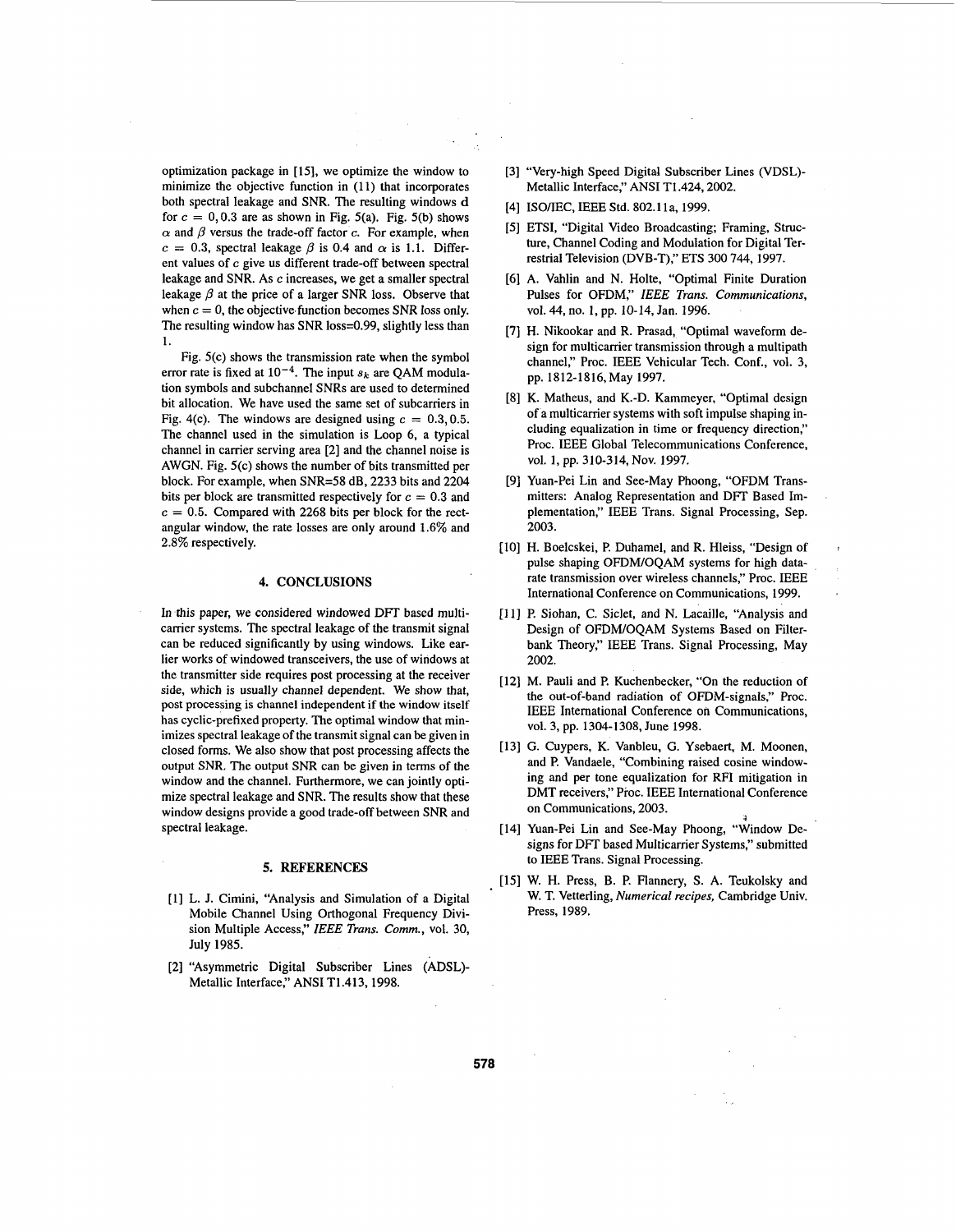optimization package in [15], we optimize the window to minimize the objective function in (11) that incorporates both spectral leakage and SNR. The resulting windows **d** for $c = 0, 0.3$ are as shown in Fig. 5(a). Fig. 5(b) shows $\alpha$ and $\beta$ versus the trade-off factor $c$. For example, when $c = 0.3$, spectral leakage $\beta$ is 0.4 and $\alpha$ is 1.1. Different values of $c$ give us different trade-off between spectral leakage and SNR. As $c$ increases, we get a smaller spectral leakage $\beta$ at the price of a larger SNR loss. Observe that when $c = 0$, the objective function becomes SNR loss only. The resulting window has SNR loss=0.99, slightly less than 1.

Fig. 5(c) shows the transmission rate when the symbol error rate is fixed at $10^{-4}$. The input $s_k$ are QAM modulation symbols and subchannel SNRs are used to determined bit allocation. We have used the same set of subcarriers in Fig. 4(c). The windows are designed using $c = 0.3, 0.5$. The channel used in the simulation is Loop 6, a typical channel in carrier serving area [2] and the channel noise is AWGN. Fig. 5(c) shows the number of bits transmitted per block. For example, when SNR=58 dB, 2233 bits and 2204 bits per block are transmitted respectively for $c = 0.3$ and $c = 0.5$. Compared with 2268 bits per block for the rectangular window, the rate losses are only around 1.6% and 2.8% respectively.

## 4. CONCLUSIONS

In this paper, we considered windowed DFT based multicarrier systems. The spectral leakage of the transmit signal can be reduced significantly by using windows. Like earlier works of windowed transceivers, the use of windows at the transmitter side requires post processing at the receiver side, which is usually channel dependent. We show that, post processing is channel independent if the window itself has cyclic-prefixed property. The optimal window that minimizes spectral leakage of the transmit signal can be given in closed forms. We also show that post processing affects the output SNR. The output SNR can be given in terms of the window and the channel. Furthermore, we can jointly optimize spectral leakage and SNR. The results show that these window designs provide a good trade-off between SNR and spectral leakage.

## 5. REFERENCES

[1] L. J. Cimini, "Analysis and Simulation of a Digital Mobile Channel Using Orthogonal Frequency Division Multiple Access," *IEEE Trans. Comm.*, vol. 30, July 1985.

[2] "Asymmetric Digital Subscriber Lines (ADSL)-Metallic Interface," ANSI T1.413, 1998.

[3] "Very-high Speed Digital Subscriber Lines (VDSL)-Metallic Interface," ANSI T1.424, 2002.

[4] ISO/IEC, IEEE Std. 802.11a, 1999.

[5] ETSI, "Digital Video Broadcasting; Framing, Structure, Channel Coding and Modulation for Digital Terrestrial Television (DVB-T)," ETS 300 744, 1997.

[6] A. Vahlin and N. Holte, "Optimal Finite Duration Pulses for OFDM," *IEEE Trans. Communications*, vol. 44, no. 1, pp. 10-14, Jan. 1996.

[7] H. Nikookar and R. Prasad, "Optimal waveform design for multicarrier transmission through a multipath channel," Proc. IEEE Vehicular Tech. Conf., vol. 3, pp. 1812-1816, May 1997.

[8] K. Matheus, and K.-D. Kammeyer, "Optimal design of a multicarrier systems with soft impulse shaping including equalization in time or frequency direction," Proc. IEEE Global Telecommunications Conference, vol. 1, pp. 310-314, Nov. 1997.

[9] Yuan-Pei Lin and See-May Phoong, "OFDM Transmitters: Analog Representation and DFT Based Implementation," IEEE Trans. Signal Processing, Sep. 2003.

[10] H. Boelcskei, P. Duhamel, and R. Hleiss, "Design of pulse shaping OFDM/OQAM systems for high data-rate transmission over wireless channels," Proc. IEEE International Conference on Communications, 1999.

[11] P. Siohan, C. Siclet, and N. Lacaille, "Analysis and Design of OFDM/OQAM Systems Based on Filterbank Theory," IEEE Trans. Signal Processing, May 2002.

[12] M. Pauli and P. Kuchenbecker, "On the reduction of the out-of-band radiation of OFDM-signals," Proc. IEEE International Conference on Communications, vol. 3, pp. 1304-1308, June 1998.

[13] G. Cuypers, K. Vanbleu, G. Ysebaert, M. Moonen, and P. Vandaele, "Combining raised cosine windowing and per tone equalization for RFI mitigation in DMT receivers," Proc. IEEE International Conference on Communications, 2003.

[14] Yuan-Pei Lin and See-May Phoong, "Window Designs for DFT based Multicarrier Systems," submitted to IEEE Trans. Signal Processing.

[15] W. H. Press, B. P. Flannery, S. A. Teukolsky and W. T. Vetterling, *Numerical recipes,* Cambridge Univ. Press, 1989.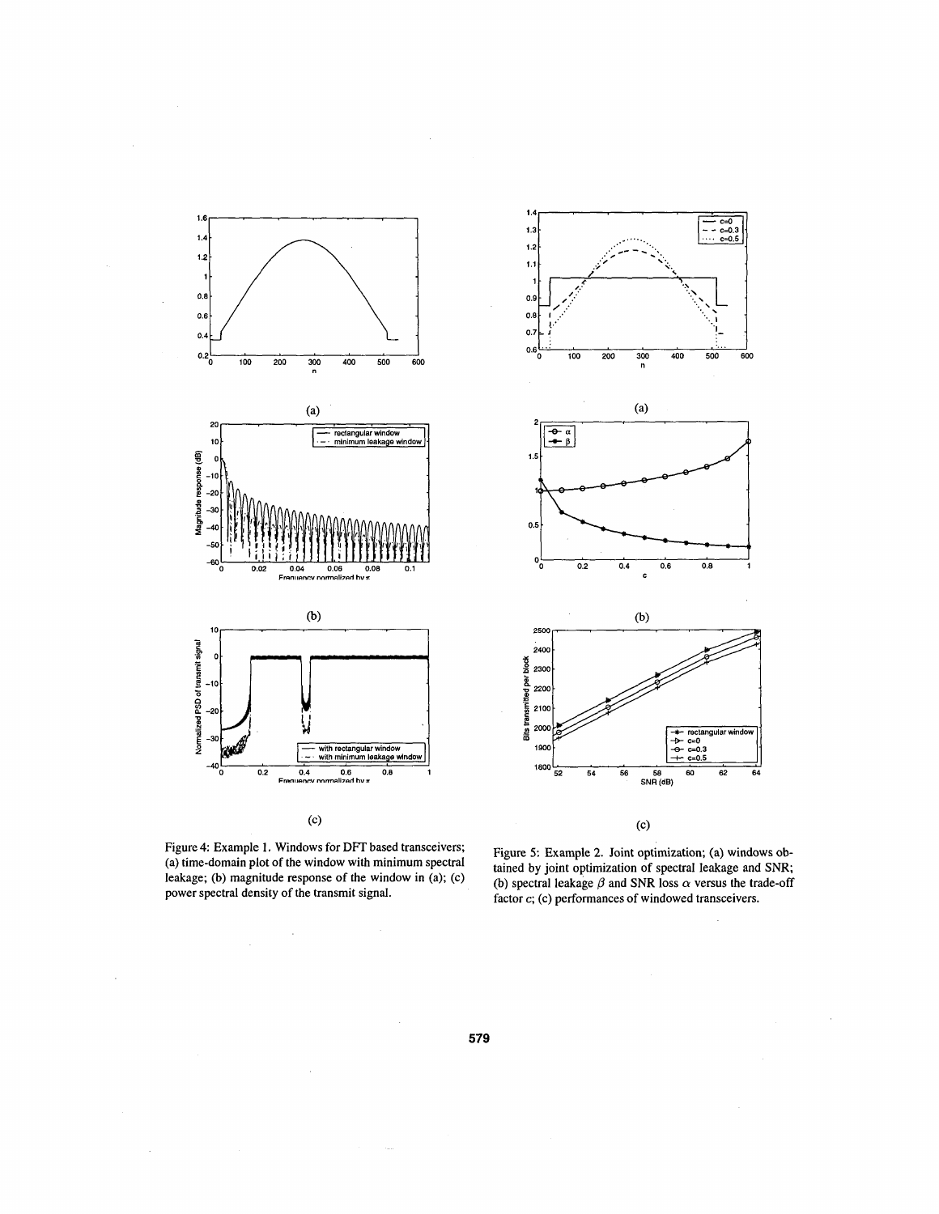1.6
1.4
1.2
1
0.8
0.6
0.4
0.2
0 100 200 300 400 500 600
n

(a)

20
10
0
-10
-20
-30
-40
-50
-60
Magnitude response (dB)
0 0.02 0.04 0.06 0.08 0.1
Frequency normalized by π
rectangular window
minimum leakage window

(b)

10
0
-10
-20
-30
-40
Normalized PSD of transmit signal
0 0.2 0.4 0.6 0.8 1
Frequency normalized by π
with rectangular window
with minimum leakage window

(c)

Figure 4: Example 1. Windows for DFT based transceivers; (a) time-domain plot of the window with minimum spectral leakage; (b) magnitude response of the window in (a); (c) power spectral density of the transmit signal.

1.4
1.3
1.2
1.1
1
0.9
0.8
0.7
0.6
0 100 200 300 400 500 600
n
c=0
c=0.3
c=0.5

(a)

2
1.5
1
0.5
0
0 0.2 0.4 0.6 0.8 1
c
α
β

(b)

2500
2400
2300
2200
2100
2000
1900
1800
Bits transmitted per block
52 54 56 58 60 62 64
SNR (dB)
rectangular window
c=0
c=0.3
c=0.5

(c)

Figure 5: Example 2. Joint optimization; (a) windows obtained by joint optimization of spectral leakage and SNR; (b) spectral leakage $\beta$ and SNR loss $\alpha$ versus the trade-off factor $c$; (c) performances of windowed transceivers.